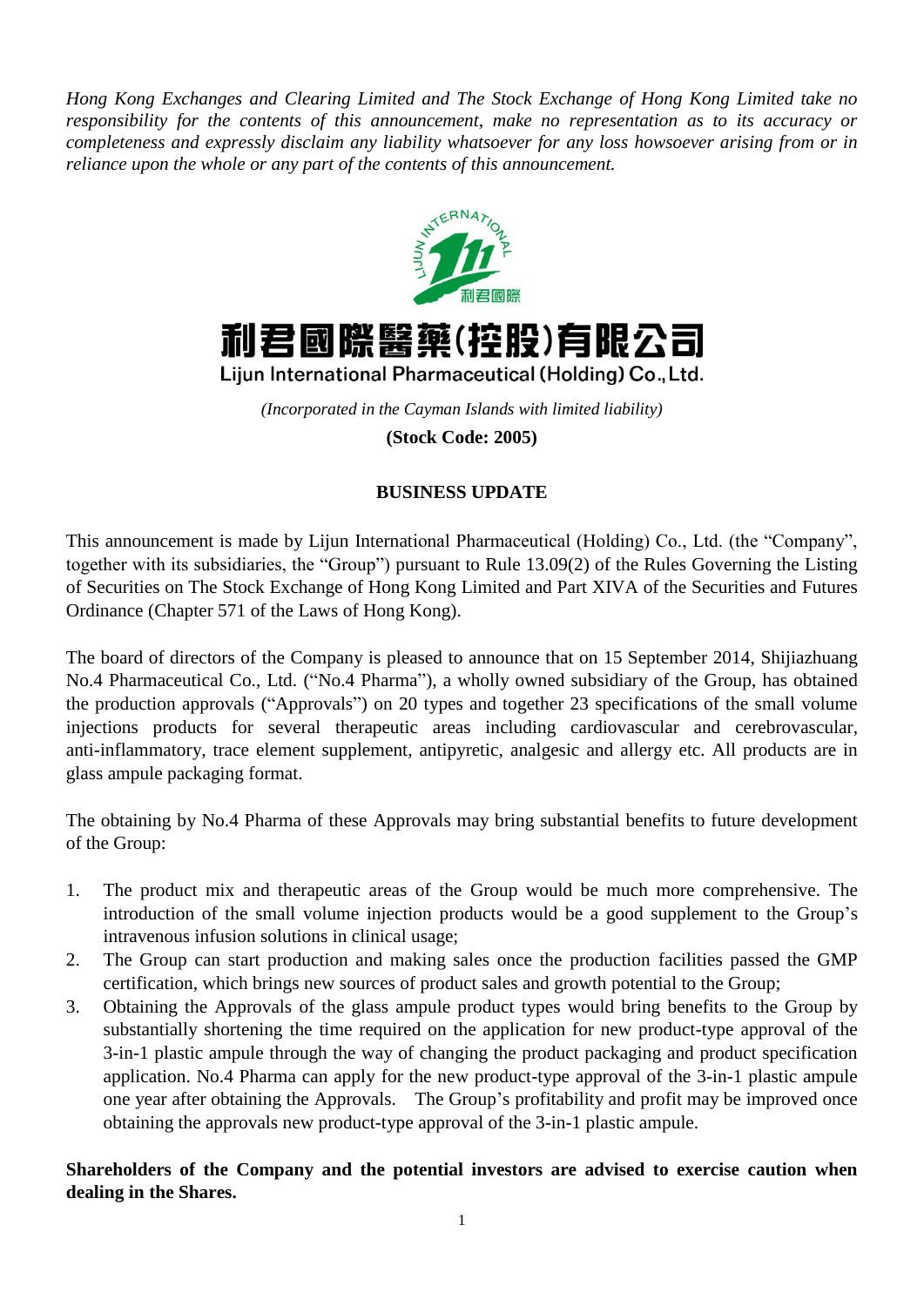*Hong Kong Exchanges and Clearing Limited and The Stock Exchange of Hong Kong Limited take no responsibility for the contents of this announcement, make no representation as to its accuracy or completeness and expressly disclaim any liability whatsoever for any loss howsoever arising from or in reliance upon the whole or any part of the contents of this announcement.*

# 利君國際醫藥(控股)有限公司
## Lijun International Pharmaceutical (Holding) Co., Ltd.

*(Incorporated in the Cayman Islands with limited liability)*

**(Stock Code: 2005)**

## BUSINESS UPDATE

This announcement is made by Lijun International Pharmaceutical (Holding) Co., Ltd. (the "Company", together with its subsidiaries, the "Group") pursuant to Rule 13.09(2) of the Rules Governing the Listing of Securities on The Stock Exchange of Hong Kong Limited and Part XIVA of the Securities and Futures Ordinance (Chapter 571 of the Laws of Hong Kong).

The board of directors of the Company is pleased to announce that on 15 September 2014, Shijiazhuang No.4 Pharmaceutical Co., Ltd. ("No.4 Pharma"), a wholly owned subsidiary of the Group, has obtained the production approvals ("Approvals") on 20 types and together 23 specifications of the small volume injections products for several therapeutic areas including cardiovascular and cerebrovascular, anti-inflammatory, trace element supplement, antipyretic, analgesic and allergy etc. All products are in glass ampule packaging format.

The obtaining by No.4 Pharma of these Approvals may bring substantial benefits to future development of the Group:

1. The product mix and therapeutic areas of the Group would be much more comprehensive. The introduction of the small volume injection products would be a good supplement to the Group's intravenous infusion solutions in clinical usage;
2. The Group can start production and making sales once the production facilities passed the GMP certification, which brings new sources of product sales and growth potential to the Group;
3. Obtaining the Approvals of the glass ampule product types would bring benefits to the Group by substantially shortening the time required on the application for new product-type approval of the 3-in-1 plastic ampule through the way of changing the product packaging and product specification application. No.4 Pharma can apply for the new product-type approval of the 3-in-1 plastic ampule one year after obtaining the Approvals. The Group's profitability and profit may be improved once obtaining the approvals new product-type approval of the 3-in-1 plastic ampule.

**Shareholders of the Company and the potential investors are advised to exercise caution when dealing in the Shares.**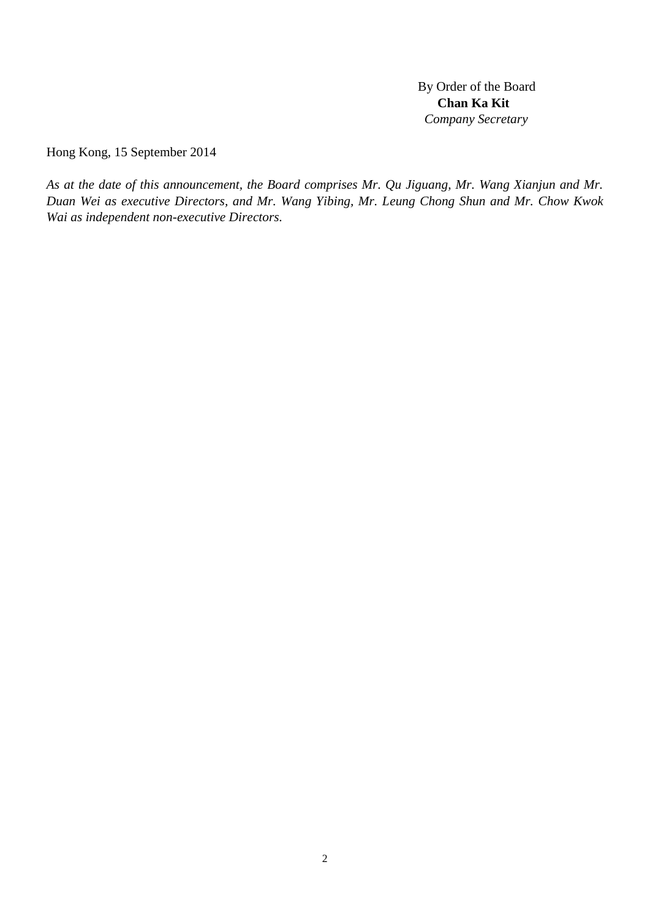By Order of the Board
**Chan Ka Kit**
*Company Secretary*

Hong Kong, 15 September 2014

*As at the date of this announcement, the Board comprises Mr. Qu Jiguang, Mr. Wang Xianjun and Mr. Duan Wei as executive Directors, and Mr. Wang Yibing, Mr. Leung Chong Shun and Mr. Chow Kwok Wai as independent non-executive Directors.*